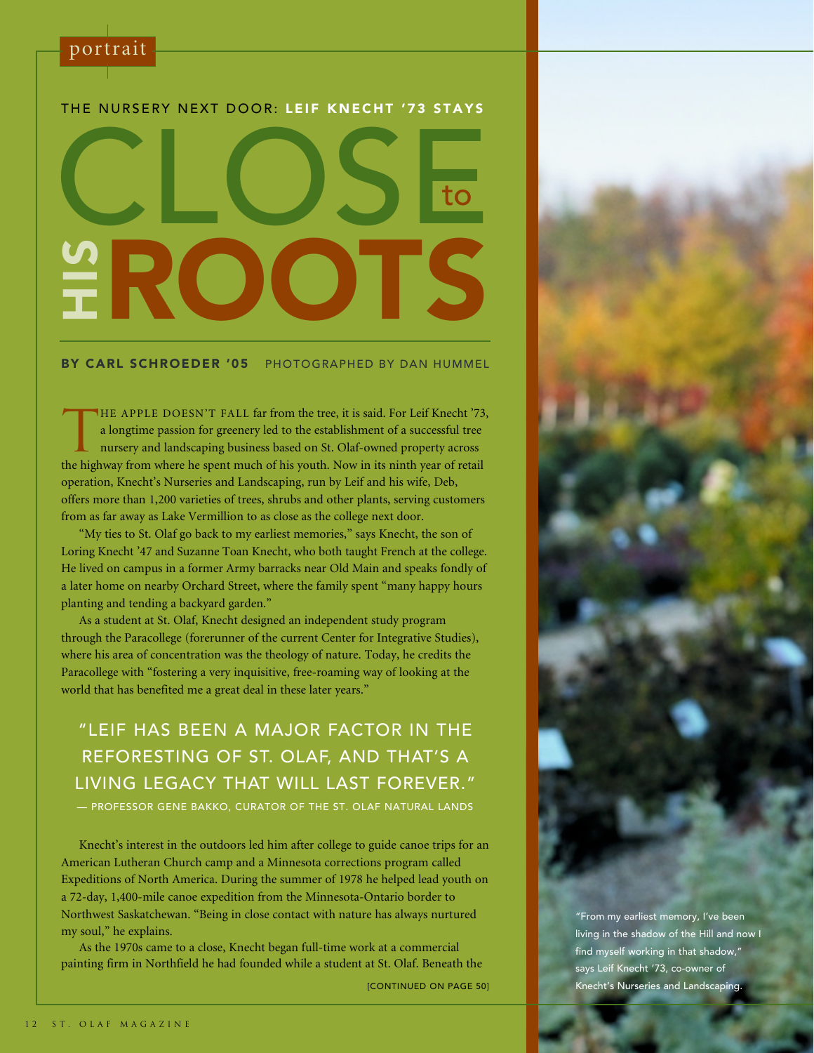portrait

THE NURSERY NEXT DOOR: **LEIF KNECHT '73 STAYS**

# CLOSE to HIS ROOTS

**BY CARL SCHROEDER '05** PHOTOGRAPHED BY DAN HUMMEL

THE APPLE DOESN'T FALL far from the tree, it is said. For Leif Knecht '73, a longtime passion for greenery led to the establishment of a successful tree nursery and landscaping business based on St. Olaf-owned property across the highway from where he spent much of his youth. Now in its ninth year of retail operation, Knecht's Nurseries and Landscaping, run by Leif and his wife, Deb, offers more than 1,200 varieties of trees, shrubs and other plants, serving customers from as far away as Lake Vermillion to as close as the college next door.

"My ties to St. Olaf go back to my earliest memories," says Knecht, the son of Loring Knecht '47 and Suzanne Toan Knecht, who both taught French at the college. He lived on campus in a former Army barracks near Old Main and speaks fondly of a later home on nearby Orchard Street, where the family spent "many happy hours planting and tending a backyard garden."

As a student at St. Olaf, Knecht designed an independent study program through the Paracollege (forerunner of the current Center for Integrative Studies), where his area of concentration was the theology of nature. Today, he credits the Paracollege with "fostering a very inquisitive, free-roaming way of looking at the world that has benefited me a great deal in these later years."

> "LEIF HAS BEEN A MAJOR FACTOR IN THE REFORESTING OF ST. OLAF, AND THAT'S A LIVING LEGACY THAT WILL LAST FOREVER."
> — PROFESSOR GENE BAKKO, CURATOR OF THE ST. OLAF NATURAL LANDS

Knecht's interest in the outdoors led him after college to guide canoe trips for an American Lutheran Church camp and a Minnesota corrections program called Expeditions of North America. During the summer of 1978 he helped lead youth on a 72-day, 1,400-mile canoe expedition from the Minnesota-Ontario border to Northwest Saskatchewan. "Being in close contact with nature has always nurtured my soul," he explains.

As the 1970s came to a close, Knecht began full-time work at a commercial painting firm in Northfield he had founded while a student at St. Olaf. Beneath the

[CONTINUED ON PAGE 50]

"From my earliest memory, I've been living in the shadow of the Hill and now I find myself working in that shadow," says Leif Knecht '73, co-owner of Knecht's Nurseries and Landscaping.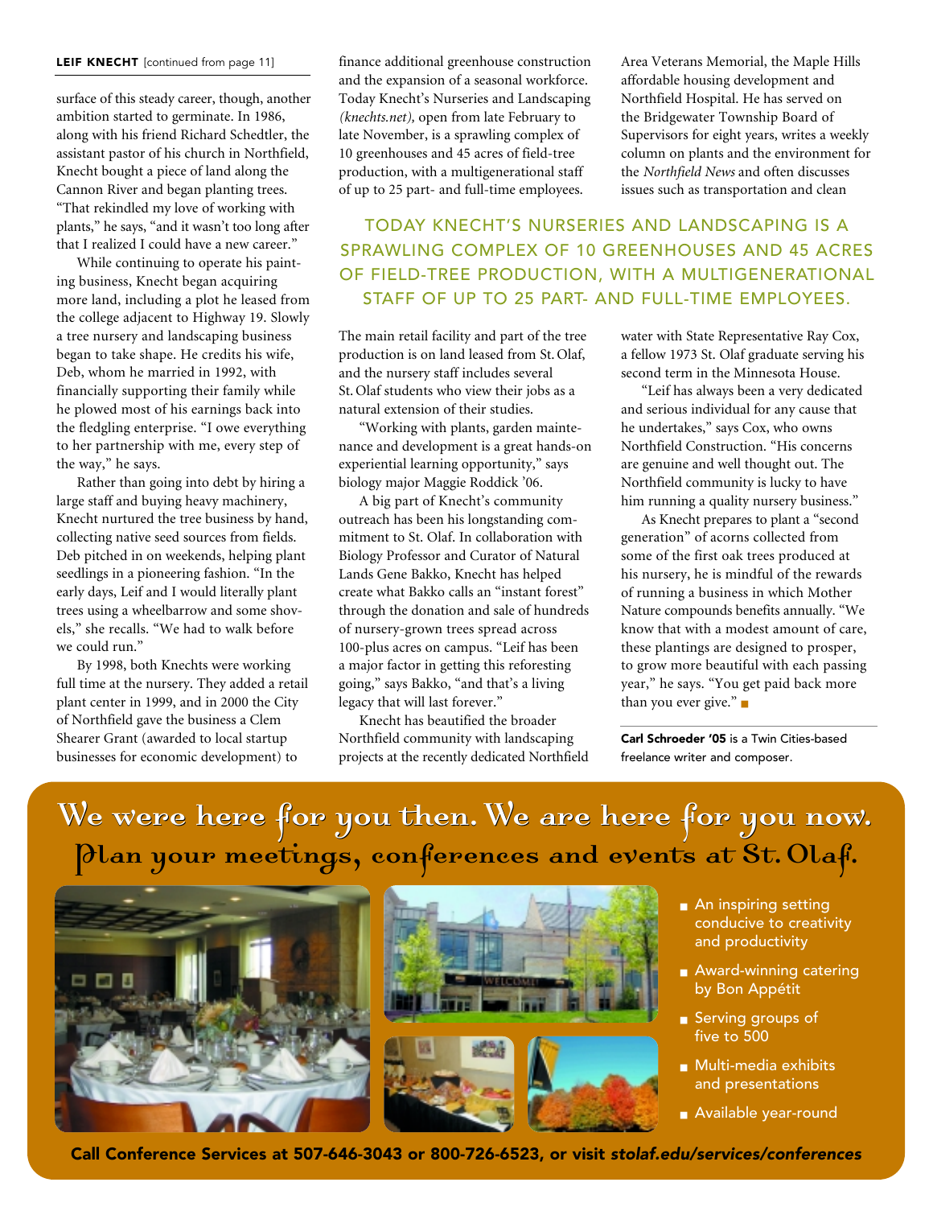**LEIF KNECHT** [continued from page 11]

surface of this steady career, though, another ambition started to germinate. In 1986, along with his friend Richard Schedtler, the assistant pastor of his church in Northfield, Knecht bought a piece of land along the Cannon River and began planting trees. "That rekindled my love of working with plants," he says, "and it wasn't too long after that I realized I could have a new career."

While continuing to operate his painting business, Knecht began acquiring more land, including a plot he leased from the college adjacent to Highway 19. Slowly a tree nursery and landscaping business began to take shape. He credits his wife, Deb, whom he married in 1992, with financially supporting their family while he plowed most of his earnings back into the fledgling enterprise. "I owe everything to her partnership with me, every step of the way," he says.

Rather than going into debt by hiring a large staff and buying heavy machinery, Knecht nurtured the tree business by hand, collecting native seed sources from fields. Deb pitched in on weekends, helping plant seedlings in a pioneering fashion. "In the early days, Leif and I would literally plant trees using a wheelbarrow and some shovels," she recalls. "We had to walk before we could run."

By 1998, both Knechts were working full time at the nursery. They added a retail plant center in 1999, and in 2000 the City of Northfield gave the business a Clem Shearer Grant (awarded to local startup businesses for economic development) to finance additional greenhouse construction and the expansion of a seasonal workforce. Today Knecht's Nurseries and Landscaping *(knechts.net)*, open from late February to late November, is a sprawling complex of 10 greenhouses and 45 acres of field-tree production, with a multigenerational staff of up to 25 part- and full-time employees.

TODAY KNECHT'S NURSERIES AND LANDSCAPING IS A SPRAWLING COMPLEX OF 10 GREENHOUSES AND 45 ACRES OF FIELD-TREE PRODUCTION, WITH A MULTIGENERATIONAL STAFF OF UP TO 25 PART- AND FULL-TIME EMPLOYEES.

The main retail facility and part of the tree production is on land leased from St. Olaf, and the nursery staff includes several St. Olaf students who view their jobs as a natural extension of their studies.

"Working with plants, garden maintenance and development is a great hands-on experiential learning opportunity," says biology major Maggie Roddick '06.

A big part of Knecht's community outreach has been his longstanding commitment to St. Olaf. In collaboration with Biology Professor and Curator of Natural Lands Gene Bakko, Knecht has helped create what Bakko calls an "instant forest" through the donation and sale of hundreds of nursery-grown trees spread across 100-plus acres on campus. "Leif has been a major factor in getting this reforesting going," says Bakko, "and that's a living legacy that will last forever."

Knecht has beautified the broader Northfield community with landscaping projects at the recently dedicated Northfield Area Veterans Memorial, the Maple Hills affordable housing development and Northfield Hospital. He has served on the Bridgewater Township Board of Supervisors for eight years, writes a weekly column on plants and the environment for the *Northfield News* and often discusses issues such as transportation and clean water with State Representative Ray Cox, a fellow 1973 St. Olaf graduate serving his second term in the Minnesota House.

"Leif has always been a very dedicated and serious individual for any cause that he undertakes," says Cox, who owns Northfield Construction. "His concerns are genuine and well thought out. The Northfield community is lucky to have him running a quality nursery business."

As Knecht prepares to plant a "second generation" of acorns collected from some of the first oak trees produced at his nursery, he is mindful of the rewards of running a business in which Mother Nature compounds benefits annually. "We know that with a modest amount of care, these plantings are designed to prosper, to grow more beautiful with each passing year," he says. "You get paid back more than you ever give." ■

**Carl Schroeder '05** is a Twin Cities-based freelance writer and composer.

---

## We were here for you then. We are here for you now. Plan your meetings, conferences and events at St. Olaf.

- An inspiring setting conducive to creativity and productivity
- Award-winning catering by Bon Appétit
- Serving groups of five to 500
- Multi-media exhibits and presentations
- Available year-round

**Call Conference Services at 507-646-3043 or 800-726-6523, or visit *stolaf.edu/services/conferences***